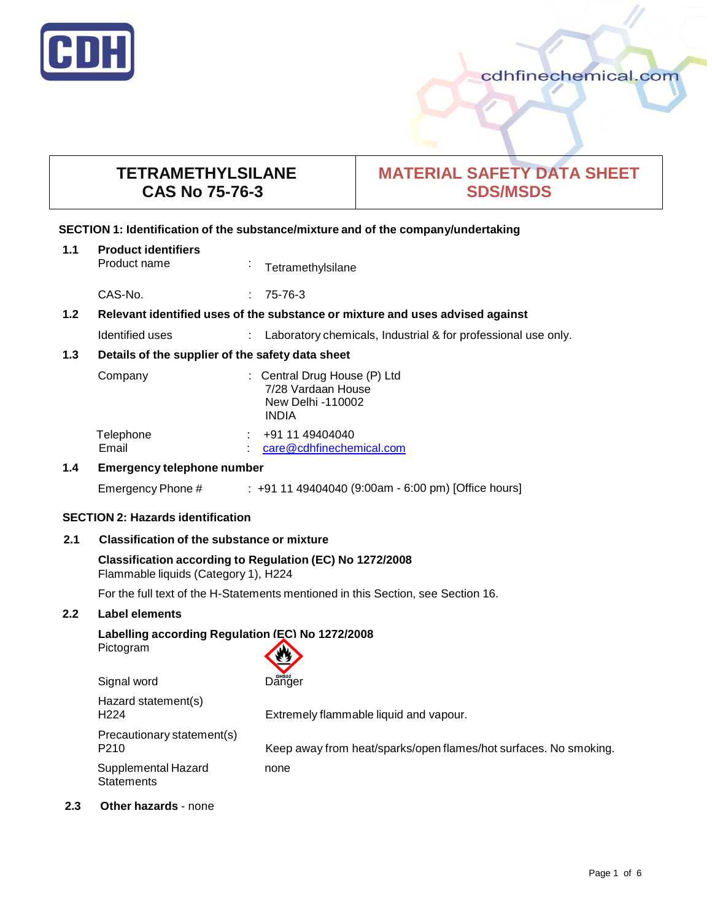# TETRAMETHYLSILANE
# CAS No 75-76-3

## MATERIAL SAFETY DATA SHEET SDS/MSDS

### SECTION 1: Identification of the substance/mixture and of the company/undertaking

**1.1 Product identifiers**

Product name : Tetramethylsilane

CAS-No. : 75-76-3

**1.2 Relevant identified uses of the substance or mixture and uses advised against**

Identified uses : Laboratory chemicals, Industrial & for professional use only.

**1.3 Details of the supplier of the safety data sheet**

Company : Central Drug House (P) Ltd
7/28 Vardaan House
New Delhi -110002
INDIA

Telephone : +91 11 49404040
Email : care@cdhfinechemical.com

**1.4 Emergency telephone number**

Emergency Phone # : +91 11 49404040 (9:00am - 6:00 pm) [Office hours]

### SECTION 2: Hazards identification

**2.1 Classification of the substance or mixture**

**Classification according to Regulation (EC) No 1272/2008**
Flammable liquids (Category 1), H224

For the full text of the H-Statements mentioned in this Section, see Section 16.

**2.2 Label elements**

**Labelling according Regulation (EC) No 1272/2008**
Pictogram GHS02

Signal word Danger

Hazard statement(s)
H224 Extremely flammable liquid and vapour.

Precautionary statement(s)
P210 Keep away from heat/sparks/open flames/hot surfaces. No smoking.

Supplemental Hazard Statements none

**2.3 Other hazards** - none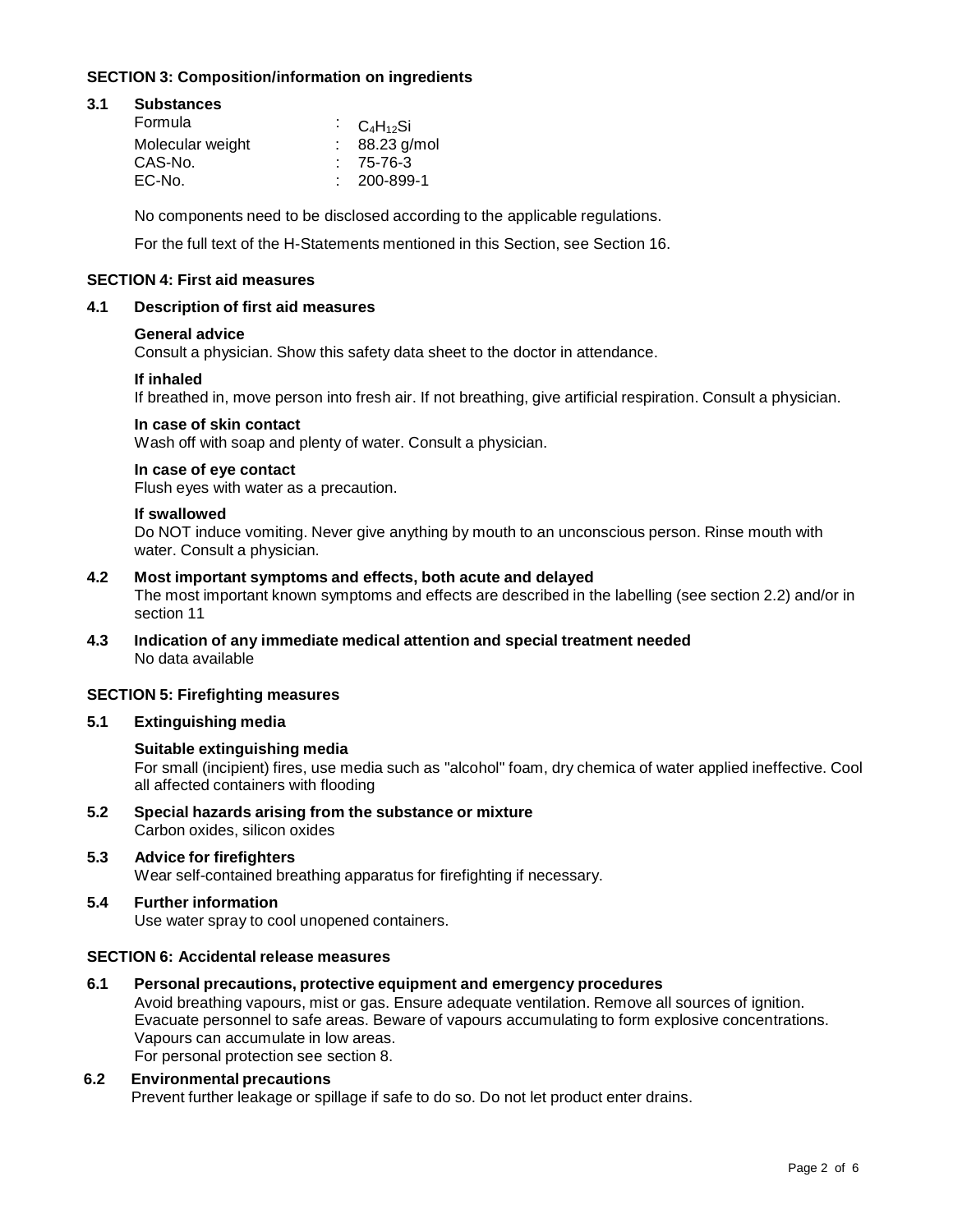## SECTION 3: Composition/information on ingredients

### 3.1 Substances

| | |
|---|---|
| Formula | : $C_4H_{12}Si$ |
| Molecular weight | : 88.23 g/mol |
| CAS-No. | : 75-76-3 |
| EC-No. | : 200-899-1 |

No components need to be disclosed according to the applicable regulations.

For the full text of the H-Statements mentioned in this Section, see Section 16.

## SECTION 4: First aid measures

### 4.1 Description of first aid measures

**General advice**
Consult a physician. Show this safety data sheet to the doctor in attendance.

**If inhaled**
If breathed in, move person into fresh air. If not breathing, give artificial respiration. Consult a physician.

**In case of skin contact**
Wash off with soap and plenty of water. Consult a physician.

**In case of eye contact**
Flush eyes with water as a precaution.

**If swallowed**
Do NOT induce vomiting. Never give anything by mouth to an unconscious person. Rinse mouth with water. Consult a physician.

### 4.2 Most important symptoms and effects, both acute and delayed

The most important known symptoms and effects are described in the labelling (see section 2.2) and/or in section 11

### 4.3 Indication of any immediate medical attention and special treatment needed

No data available

## SECTION 5: Firefighting measures

### 5.1 Extinguishing media

**Suitable extinguishing media**
For small (incipient) fires, use media such as "alcohol" foam, dry chemica of water applied ineffective. Cool all affected containers with flooding

### 5.2 Special hazards arising from the substance or mixture

Carbon oxides, silicon oxides

### 5.3 Advice for firefighters

Wear self-contained breathing apparatus for firefighting if necessary.

### 5.4 Further information

Use water spray to cool unopened containers.

## SECTION 6: Accidental release measures

### 6.1 Personal precautions, protective equipment and emergency procedures

Avoid breathing vapours, mist or gas. Ensure adequate ventilation. Remove all sources of ignition. Evacuate personnel to safe areas. Beware of vapours accumulating to form explosive concentrations. Vapours can accumulate in low areas.
For personal protection see section 8.

### 6.2 Environmental precautions

Prevent further leakage or spillage if safe to do so. Do not let product enter drains.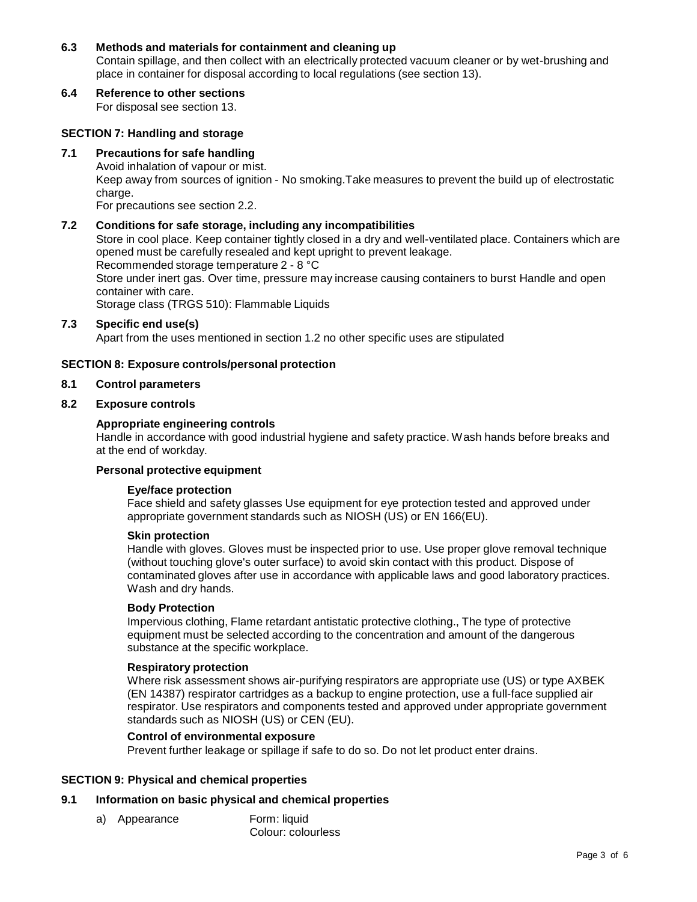### 6.3 Methods and materials for containment and cleaning up

Contain spillage, and then collect with an electrically protected vacuum cleaner or by wet-brushing and place in container for disposal according to local regulations (see section 13).

### 6.4 Reference to other sections

For disposal see section 13.

## SECTION 7: Handling and storage

### 7.1 Precautions for safe handling

Avoid inhalation of vapour or mist.
Keep away from sources of ignition - No smoking.Take measures to prevent the build up of electrostatic charge.
For precautions see section 2.2.

### 7.2 Conditions for safe storage, including any incompatibilities

Store in cool place. Keep container tightly closed in a dry and well-ventilated place. Containers which are opened must be carefully resealed and kept upright to prevent leakage.
Recommended storage temperature 2 - 8 °C
Store under inert gas. Over time, pressure may increase causing containers to burst Handle and open container with care.
Storage class (TRGS 510): Flammable Liquids

### 7.3 Specific end use(s)

Apart from the uses mentioned in section 1.2 no other specific uses are stipulated

## SECTION 8: Exposure controls/personal protection

### 8.1 Control parameters

### 8.2 Exposure controls

**Appropriate engineering controls**

Handle in accordance with good industrial hygiene and safety practice. Wash hands before breaks and at the end of workday.

**Personal protective equipment**

**Eye/face protection**

Face shield and safety glasses Use equipment for eye protection tested and approved under appropriate government standards such as NIOSH (US) or EN 166(EU).

**Skin protection**

Handle with gloves. Gloves must be inspected prior to use. Use proper glove removal technique (without touching glove's outer surface) to avoid skin contact with this product. Dispose of contaminated gloves after use in accordance with applicable laws and good laboratory practices. Wash and dry hands.

**Body Protection**

Impervious clothing, Flame retardant antistatic protective clothing., The type of protective equipment must be selected according to the concentration and amount of the dangerous substance at the specific workplace.

**Respiratory protection**

Where risk assessment shows air-purifying respirators are appropriate use (US) or type AXBEK (EN 14387) respirator cartridges as a backup to engine protection, use a full-face supplied air respirator. Use respirators and components tested and approved under appropriate government standards such as NIOSH (US) or CEN (EU).

**Control of environmental exposure**

Prevent further leakage or spillage if safe to do so. Do not let product enter drains.

## SECTION 9: Physical and chemical properties

### 9.1 Information on basic physical and chemical properties

a) Appearance — Form: liquid
Colour: colourless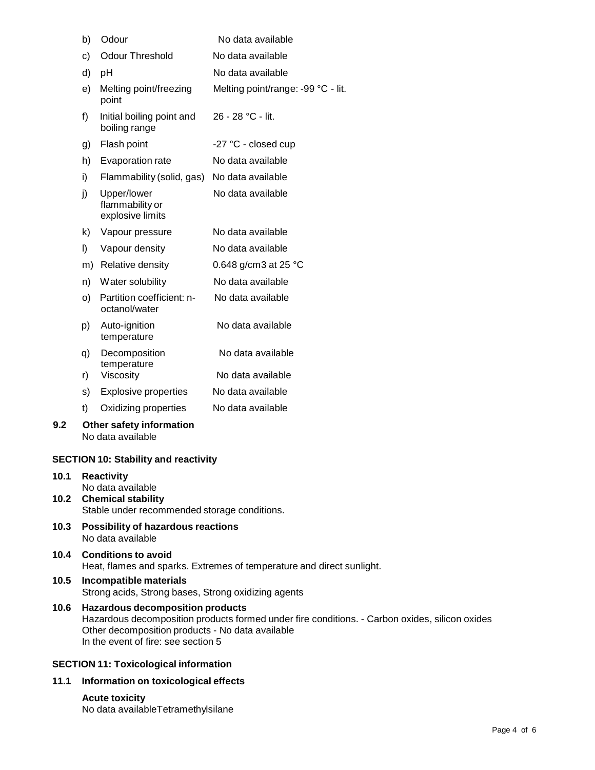| | | |
|---|---|---|
| b) | Odour | No data available |
| c) | Odour Threshold | No data available |
| d) | pH | No data available |
| e) | Melting point/freezing point | Melting point/range: -99 °C - lit. |
| f) | Initial boiling point and boiling range | 26 - 28 °C - lit. |
| g) | Flash point | -27 °C - closed cup |
| h) | Evaporation rate | No data available |
| i) | Flammability (solid, gas) | No data available |
| j) | Upper/lower flammability or explosive limits | No data available |
| k) | Vapour pressure | No data available |
| l) | Vapour density | No data available |
| m) | Relative density | 0.648 g/cm3 at 25 °C |
| n) | Water solubility | No data available |
| o) | Partition coefficient: n-octanol/water | No data available |
| p) | Auto-ignition temperature | No data available |
| q) | Decomposition temperature | No data available |
| r) | Viscosity | No data available |
| s) | Explosive properties | No data available |
| t) | Oxidizing properties | No data available |

**9.2 Other safety information**

No data available

## SECTION 10: Stability and reactivity

**10.1 Reactivity**

No data available

**10.2 Chemical stability**

Stable under recommended storage conditions.

**10.3 Possibility of hazardous reactions**

No data available

**10.4 Conditions to avoid**

Heat, flames and sparks. Extremes of temperature and direct sunlight.

**10.5 Incompatible materials**

Strong acids, Strong bases, Strong oxidizing agents

**10.6 Hazardous decomposition products**

Hazardous decomposition products formed under fire conditions. - Carbon oxides, silicon oxides
Other decomposition products - No data available
In the event of fire: see section 5

## SECTION 11: Toxicological information

**11.1 Information on toxicological effects**

**Acute toxicity**

No data availableTetramethylsilane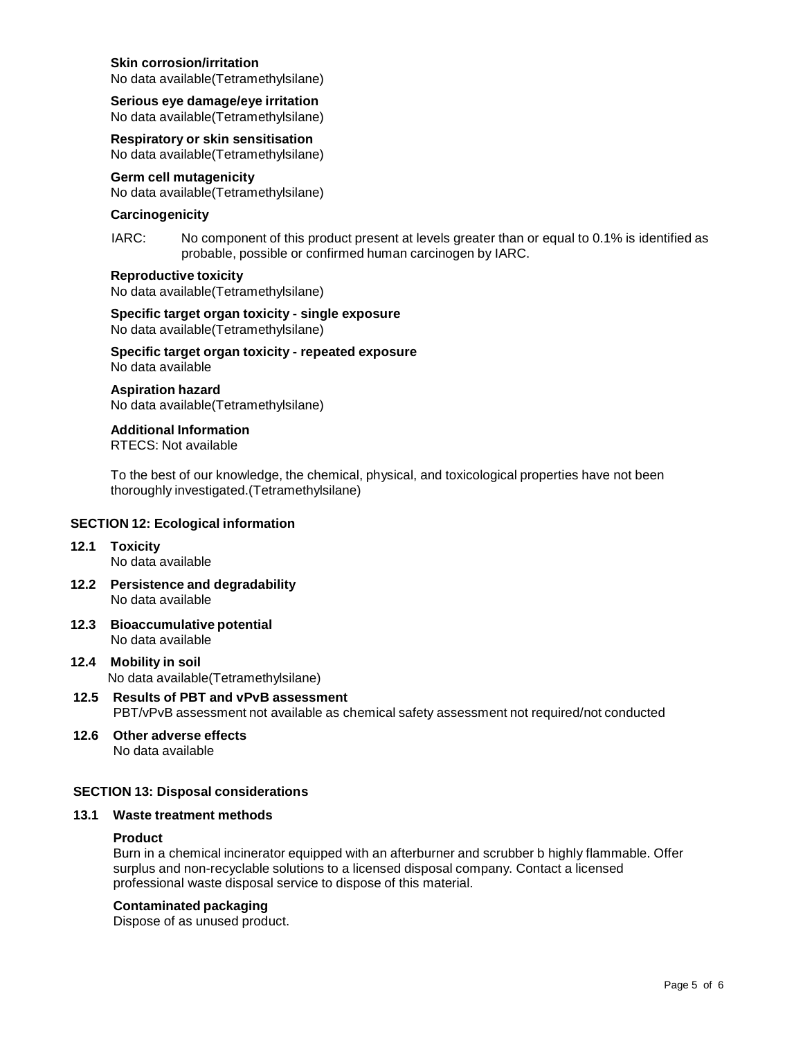**Skin corrosion/irritation**
No data available(Tetramethylsilane)

**Serious eye damage/eye irritation**
No data available(Tetramethylsilane)

**Respiratory or skin sensitisation**
No data available(Tetramethylsilane)

**Germ cell mutagenicity**
No data available(Tetramethylsilane)

**Carcinogenicity**

IARC: No component of this product present at levels greater than or equal to 0.1% is identified as probable, possible or confirmed human carcinogen by IARC.

**Reproductive toxicity**
No data available(Tetramethylsilane)

**Specific target organ toxicity - single exposure**
No data available(Tetramethylsilane)

**Specific target organ toxicity - repeated exposure**
No data available

**Aspiration hazard**
No data available(Tetramethylsilane)

**Additional Information**
RTECS: Not available

To the best of our knowledge, the chemical, physical, and toxicological properties have not been thoroughly investigated.(Tetramethylsilane)

## SECTION 12: Ecological information

**12.1 Toxicity**
No data available

**12.2 Persistence and degradability**
No data available

**12.3 Bioaccumulative potential**
No data available

**12.4 Mobility in soil**
No data available(Tetramethylsilane)

**12.5 Results of PBT and vPvB assessment**
PBT/vPvB assessment not available as chemical safety assessment not required/not conducted

**12.6 Other adverse effects**
No data available

## SECTION 13: Disposal considerations

**13.1 Waste treatment methods**

**Product**
Burn in a chemical incinerator equipped with an afterburner and scrubber b highly flammable. Offer surplus and non-recyclable solutions to a licensed disposal company. Contact a licensed professional waste disposal service to dispose of this material.

**Contaminated packaging**
Dispose of as unused product.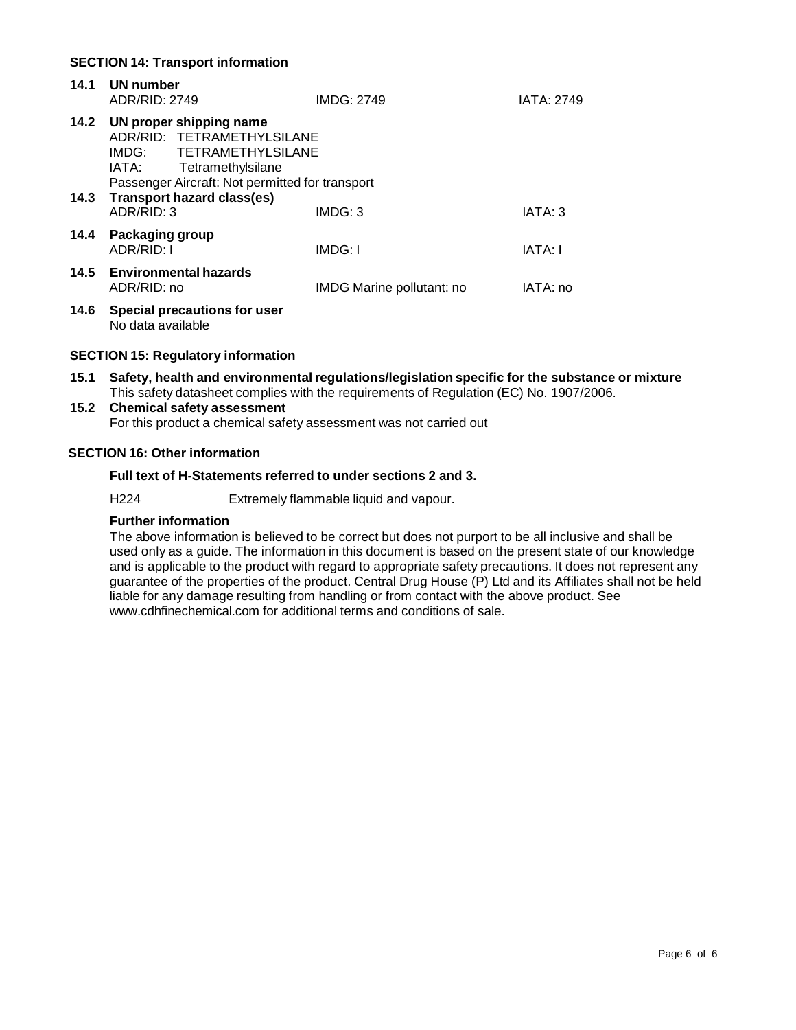## SECTION 14: Transport information

**14.1 UN number**

| | | |
|---|---|---|
| ADR/RID: 2749 | IMDG: 2749 | IATA: 2749 |

**14.2 UN proper shipping name**

ADR/RID: TETRAMETHYLSILANE
IMDG: TETRAMETHYLSILANE
IATA: Tetramethylsilane
Passenger Aircraft: Not permitted for transport

**14.3 Transport hazard class(es)**

| | | |
|---|---|---|
| ADR/RID: 3 | IMDG: 3 | IATA: 3 |

**14.4 Packaging group**

| | | |
|---|---|---|
| ADR/RID: I | IMDG: I | IATA: I |

**14.5 Environmental hazards**

| | | |
|---|---|---|
| ADR/RID: no | IMDG Marine pollutant: no | IATA: no |

**14.6 Special precautions for user**

No data available

## SECTION 15: Regulatory information

**15.1 Safety, health and environmental regulations/legislation specific for the substance or mixture**

This safety datasheet complies with the requirements of Regulation (EC) No. 1907/2006.

**15.2 Chemical safety assessment**

For this product a chemical safety assessment was not carried out

## SECTION 16: Other information

**Full text of H-Statements referred to under sections 2 and 3.**

H224 Extremely flammable liquid and vapour.

**Further information**

The above information is believed to be correct but does not purport to be all inclusive and shall be used only as a guide. The information in this document is based on the present state of our knowledge and is applicable to the product with regard to appropriate safety precautions. It does not represent any guarantee of the properties of the product. Central Drug House (P) Ltd and its Affiliates shall not be held liable for any damage resulting from handling or from contact with the above product. See www.cdhfinechemical.com for additional terms and conditions of sale.